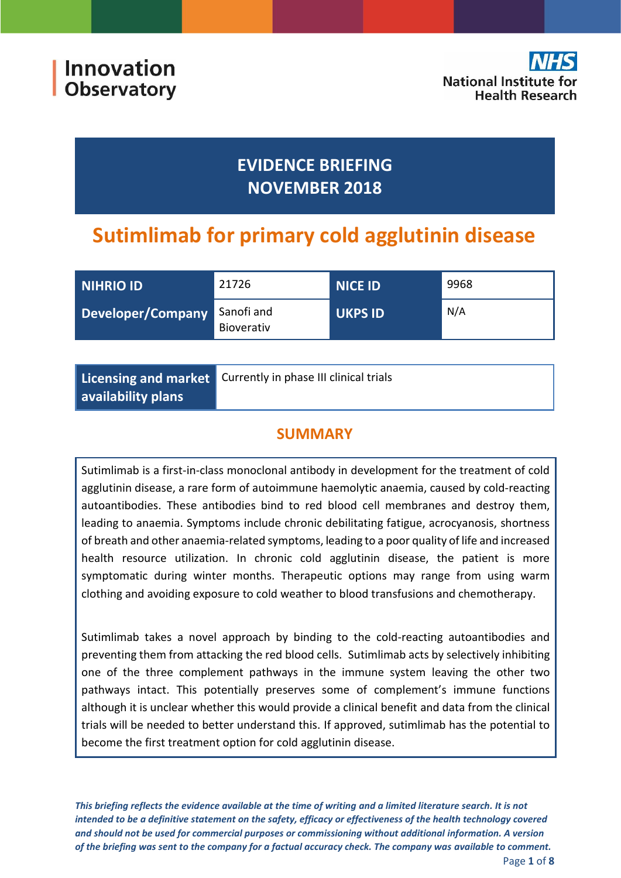Innovation Observatory

National Institute for Health Research

# EVIDENCE BRIEFING
# NOVEMBER 2018

# Sutimlimab for primary cold agglutinin disease

| NIHRIO ID | 21726 | NICE ID | 9968 |
|---|---|---|---|
| Developer/Company | Sanofi and Bioverativ | UKPS ID | N/A |

| Licensing and market availability plans | Currently in phase III clinical trials |
|---|---|

## SUMMARY

Sutimlimab is a first-in-class monoclonal antibody in development for the treatment of cold agglutinin disease, a rare form of autoimmune haemolytic anaemia, caused by cold-reacting autoantibodies. These antibodies bind to red blood cell membranes and destroy them, leading to anaemia. Symptoms include chronic debilitating fatigue, acrocyanosis, shortness of breath and other anaemia-related symptoms, leading to a poor quality of life and increased health resource utilization. In chronic cold agglutinin disease, the patient is more symptomatic during winter months. Therapeutic options may range from using warm clothing and avoiding exposure to cold weather to blood transfusions and chemotherapy.

Sutimlimab takes a novel approach by binding to the cold-reacting autoantibodies and preventing them from attacking the red blood cells. Sutimlimab acts by selectively inhibiting one of the three complement pathways in the immune system leaving the other two pathways intact. This potentially preserves some of complement's immune functions although it is unclear whether this would provide a clinical benefit and data from the clinical trials will be needed to better understand this. If approved, sutimlimab has the potential to become the first treatment option for cold agglutinin disease.

***This briefing reflects the evidence available at the time of writing and a limited literature search. It is not intended to be a definitive statement on the safety, efficacy or effectiveness of the health technology covered and should not be used for commercial purposes or commissioning without additional information. A version of the briefing was sent to the company for a factual accuracy check. The company was available to comment.***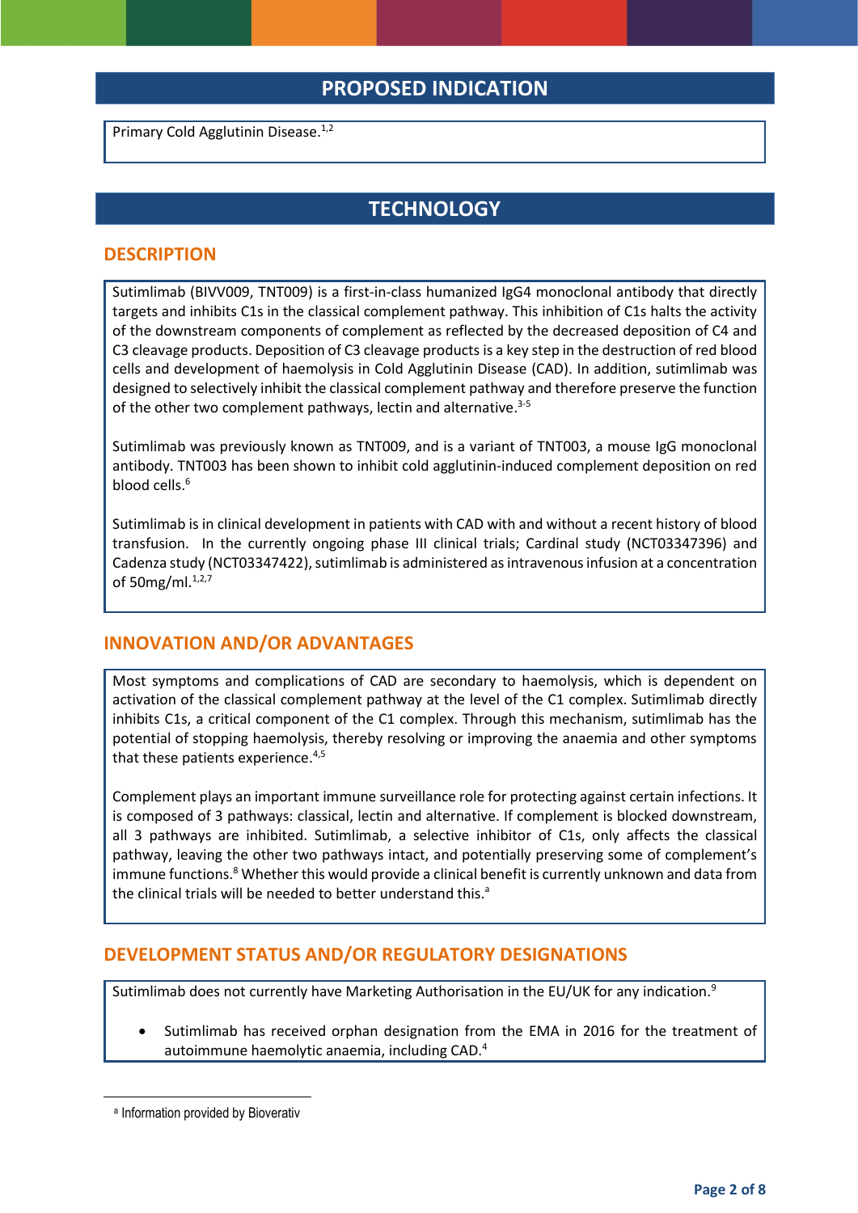## PROPOSED INDICATION

Primary Cold Agglutinin Disease.[1,2]

## TECHNOLOGY

### DESCRIPTION

Sutimlimab (BIVV009, TNT009) is a first-in-class humanized IgG4 monoclonal antibody that directly targets and inhibits C1s in the classical complement pathway. This inhibition of C1s halts the activity of the downstream components of complement as reflected by the decreased deposition of C4 and C3 cleavage products. Deposition of C3 cleavage products is a key step in the destruction of red blood cells and development of haemolysis in Cold Agglutinin Disease (CAD). In addition, sutimlimab was designed to selectively inhibit the classical complement pathway and therefore preserve the function of the other two complement pathways, lectin and alternative.[3-5]

Sutimlimab was previously known as TNT009, and is a variant of TNT003, a mouse IgG monoclonal antibody. TNT003 has been shown to inhibit cold agglutinin-induced complement deposition on red blood cells.[6]

Sutimlimab is in clinical development in patients with CAD with and without a recent history of blood transfusion. In the currently ongoing phase III clinical trials; Cardinal study (NCT03347396) and Cadenza study (NCT03347422), sutimlimab is administered as intravenous infusion at a concentration of 50mg/ml.[1,2,7]

### INNOVATION AND/OR ADVANTAGES

Most symptoms and complications of CAD are secondary to haemolysis, which is dependent on activation of the classical complement pathway at the level of the C1 complex. Sutimlimab directly inhibits C1s, a critical component of the C1 complex. Through this mechanism, sutimlimab has the potential of stopping haemolysis, thereby resolving or improving the anaemia and other symptoms that these patients experience.[4,5]

Complement plays an important immune surveillance role for protecting against certain infections. It is composed of 3 pathways: classical, lectin and alternative. If complement is blocked downstream, all 3 pathways are inhibited. Sutimlimab, a selective inhibitor of C1s, only affects the classical pathway, leaving the other two pathways intact, and potentially preserving some of complement's immune functions.[8] Whether this would provide a clinical benefit is currently unknown and data from the clinical trials will be needed to better understand this.[a]

### DEVELOPMENT STATUS AND/OR REGULATORY DESIGNATIONS

Sutimlimab does not currently have Marketing Authorisation in the EU/UK for any indication.[9]

- Sutimlimab has received orphan designation from the EMA in 2016 for the treatment of autoimmune haemolytic anaemia, including CAD.[4]

[a] Information provided by Bioverativ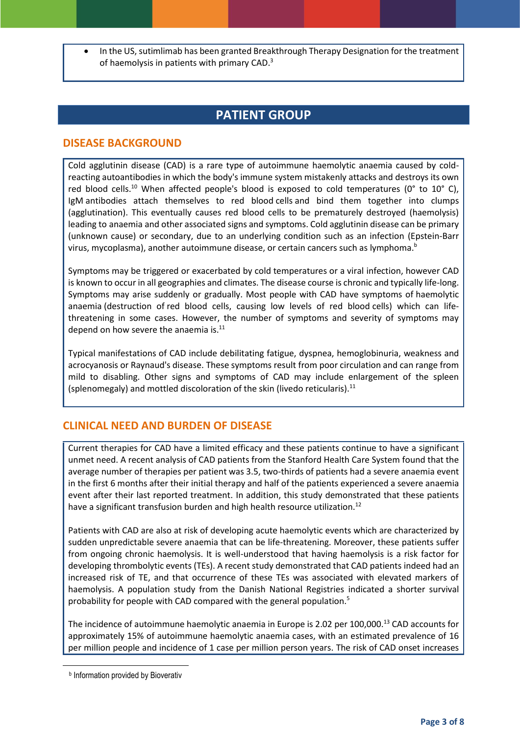- In the US, sutimlimab has been granted Breakthrough Therapy Designation for the treatment of haemolysis in patients with primary CAD.[3]

## PATIENT GROUP

### DISEASE BACKGROUND

Cold agglutinin disease (CAD) is a rare type of autoimmune haemolytic anaemia caused by cold-reacting autoantibodies in which the body's immune system mistakenly attacks and destroys its own red blood cells.[10] When affected people's blood is exposed to cold temperatures (0° to 10° C), IgM antibodies attach themselves to red blood cells and bind them together into clumps (agglutination). This eventually causes red blood cells to be prematurely destroyed (haemolysis) leading to anaemia and other associated signs and symptoms. Cold agglutinin disease can be primary (unknown cause) or secondary, due to an underlying condition such as an infection (Epstein-Barr virus, mycoplasma), another autoimmune disease, or certain cancers such as lymphoma.[b]

Symptoms may be triggered or exacerbated by cold temperatures or a viral infection, however CAD is known to occur in all geographies and climates. The disease course is chronic and typically life-long. Symptoms may arise suddenly or gradually. Most people with CAD have symptoms of haemolytic anaemia (destruction of red blood cells, causing low levels of red blood cells) which can life-threatening in some cases. However, the number of symptoms and severity of symptoms may depend on how severe the anaemia is.[11]

Typical manifestations of CAD include debilitating fatigue, dyspnea, hemoglobinuria, weakness and acrocyanosis or Raynaud's disease. These symptoms result from poor circulation and can range from mild to disabling. Other signs and symptoms of CAD may include enlargement of the spleen (splenomegaly) and mottled discoloration of the skin (livedo reticularis).[11]

### CLINICAL NEED AND BURDEN OF DISEASE

Current therapies for CAD have a limited efficacy and these patients continue to have a significant unmet need. A recent analysis of CAD patients from the Stanford Health Care System found that the average number of therapies per patient was 3.5, two-thirds of patients had a severe anaemia event in the first 6 months after their initial therapy and half of the patients experienced a severe anaemia event after their last reported treatment. In addition, this study demonstrated that these patients have a significant transfusion burden and high health resource utilization.[12]

Patients with CAD are also at risk of developing acute haemolytic events which are characterized by sudden unpredictable severe anaemia that can be life-threatening. Moreover, these patients suffer from ongoing chronic haemolysis. It is well-understood that having haemolysis is a risk factor for developing thrombolytic events (TEs). A recent study demonstrated that CAD patients indeed had an increased risk of TE, and that occurrence of these TEs was associated with elevated markers of haemolysis. A population study from the Danish National Registries indicated a shorter survival probability for people with CAD compared with the general population.[5]

The incidence of autoimmune haemolytic anaemia in Europe is 2.02 per 100,000.[13] CAD accounts for approximately 15% of autoimmune haemolytic anaemia cases, with an estimated prevalence of 16 per million people and incidence of 1 case per million person years. The risk of CAD onset increases

---

[b] Information provided by Bioverativ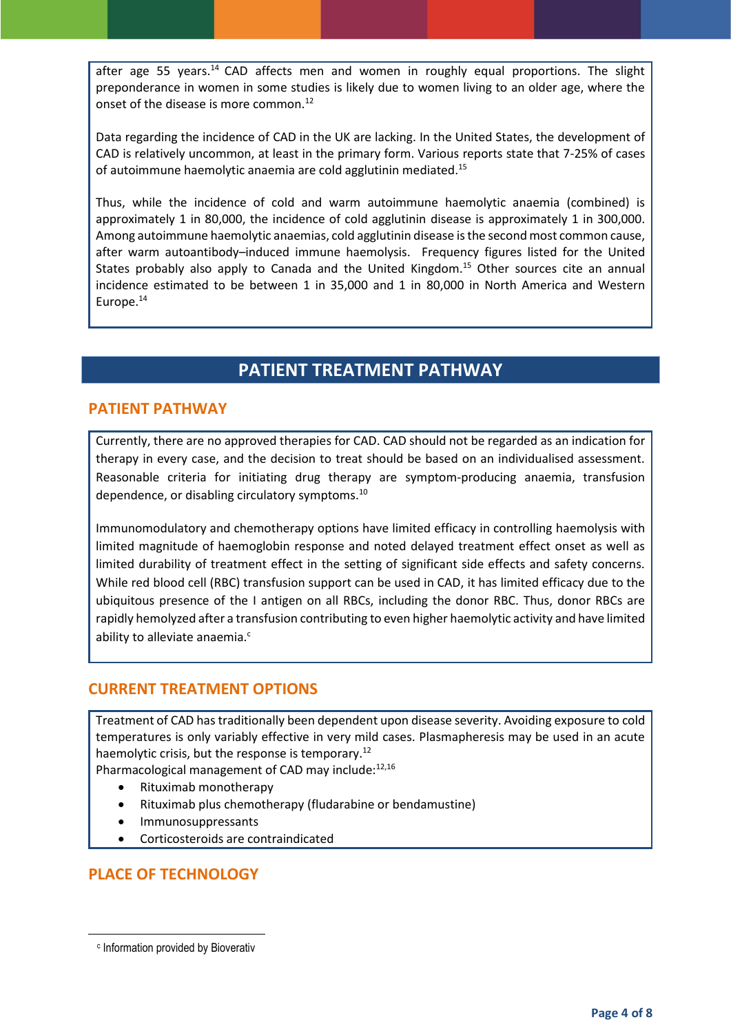after age 55 years.[14] CAD affects men and women in roughly equal proportions. The slight preponderance in women in some studies is likely due to women living to an older age, where the onset of the disease is more common.[12]

Data regarding the incidence of CAD in the UK are lacking. In the United States, the development of CAD is relatively uncommon, at least in the primary form. Various reports state that 7-25% of cases of autoimmune haemolytic anaemia are cold agglutinin mediated.[15]

Thus, while the incidence of cold and warm autoimmune haemolytic anaemia (combined) is approximately 1 in 80,000, the incidence of cold agglutinin disease is approximately 1 in 300,000. Among autoimmune haemolytic anaemias, cold agglutinin disease is the second most common cause, after warm autoantibody–induced immune haemolysis. Frequency figures listed for the United States probably also apply to Canada and the United Kingdom.[15] Other sources cite an annual incidence estimated to be between 1 in 35,000 and 1 in 80,000 in North America and Western Europe.[14]

# PATIENT TREATMENT PATHWAY

## PATIENT PATHWAY

Currently, there are no approved therapies for CAD. CAD should not be regarded as an indication for therapy in every case, and the decision to treat should be based on an individualised assessment. Reasonable criteria for initiating drug therapy are symptom-producing anaemia, transfusion dependence, or disabling circulatory symptoms.[10]

Immunomodulatory and chemotherapy options have limited efficacy in controlling haemolysis with limited magnitude of haemoglobin response and noted delayed treatment effect onset as well as limited durability of treatment effect in the setting of significant side effects and safety concerns. While red blood cell (RBC) transfusion support can be used in CAD, it has limited efficacy due to the ubiquitous presence of the I antigen on all RBCs, including the donor RBC. Thus, donor RBCs are rapidly hemolyzed after a transfusion contributing to even higher haemolytic activity and have limited ability to alleviate anaemia.[c]

## CURRENT TREATMENT OPTIONS

Treatment of CAD has traditionally been dependent upon disease severity. Avoiding exposure to cold temperatures is only variably effective in very mild cases. Plasmapheresis may be used in an acute haemolytic crisis, but the response is temporary.[12]

Pharmacological management of CAD may include:[12,16]

- Rituximab monotherapy
- Rituximab plus chemotherapy (fludarabine or bendamustine)
- Immunosuppressants
- Corticosteroids are contraindicated

## PLACE OF TECHNOLOGY

[c] Information provided by Bioverativ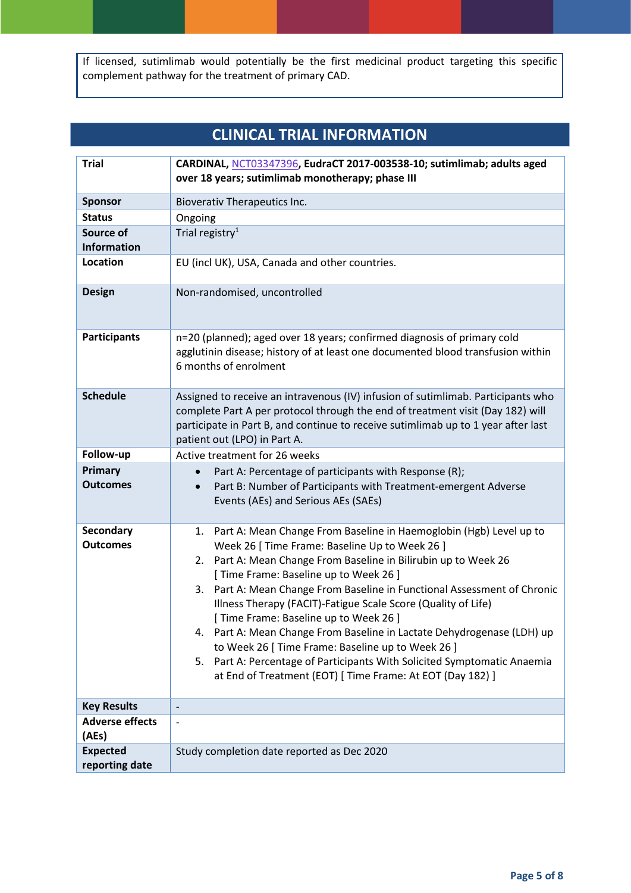If licensed, sutimlimab would potentially be the first medicinal product targeting this specific complement pathway for the treatment of primary CAD.

## CLINICAL TRIAL INFORMATION

| Trial | **CARDINAL, NCT03347396, EudraCT 2017-003538-10; sutimlimab; adults aged over 18 years; sutimlimab monotherapy; phase III** |
|---|---|
| **Sponsor** | Bioverativ Therapeutics Inc. |
| **Status** | Ongoing |
| **Source of Information** | Trial registry[1] |
| **Location** | EU (incl UK), USA, Canada and other countries. |
| **Design** | Non-randomised, uncontrolled |
| **Participants** | n=20 (planned); aged over 18 years; confirmed diagnosis of primary cold agglutinin disease; history of at least one documented blood transfusion within 6 months of enrolment |
| **Schedule** | Assigned to receive an intravenous (IV) infusion of sutimlimab. Participants who complete Part A per protocol through the end of treatment visit (Day 182) will participate in Part B, and continue to receive sutimlimab up to 1 year after last patient out (LPO) in Part A. |
| **Follow-up** | Active treatment for 26 weeks |
| **Primary Outcomes** | • Part A: Percentage of participants with Response (R);<br>• Part B: Number of Participants with Treatment-emergent Adverse Events (AEs) and Serious AEs (SAEs) |
| **Secondary Outcomes** | 1. Part A: Mean Change From Baseline in Haemoglobin (Hgb) Level up to Week 26 [ Time Frame: Baseline Up to Week 26 ]<br>2. Part A: Mean Change From Baseline in Bilirubin up to Week 26 [ Time Frame: Baseline up to Week 26 ]<br>3. Part A: Mean Change From Baseline in Functional Assessment of Chronic Illness Therapy (FACIT)-Fatigue Scale Score (Quality of Life) [ Time Frame: Baseline up to Week 26 ]<br>4. Part A: Mean Change From Baseline in Lactate Dehydrogenase (LDH) up to Week 26 [ Time Frame: Baseline up to Week 26 ]<br>5. Part A: Percentage of Participants With Solicited Symptomatic Anaemia at End of Treatment (EOT) [ Time Frame: At EOT (Day 182) ] |
| **Key Results** | - |
| **Adverse effects (AEs)** | - |
| **Expected reporting date** | Study completion date reported as Dec 2020 |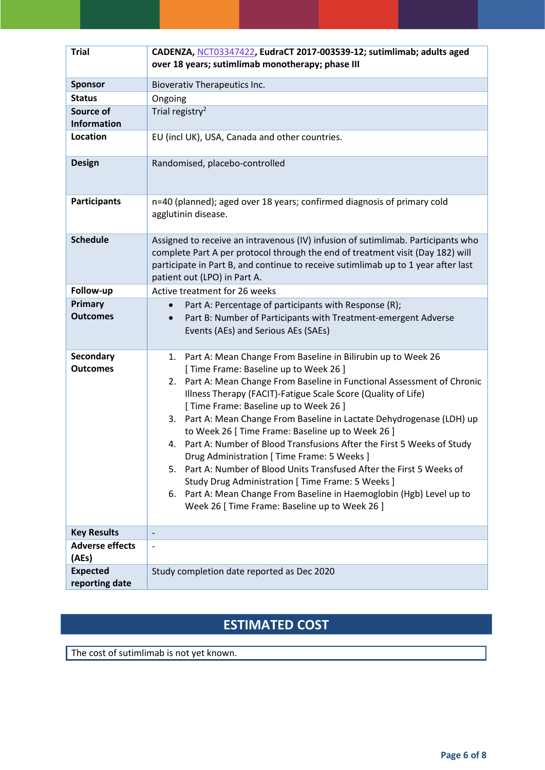| Trial | CADENZA, NCT03347422, EudraCT 2017-003539-12; sutimlimab; adults aged over 18 years; sutimlimab monotherapy; phase III |
|---|---|
| Sponsor | Bioverativ Therapeutics Inc. |
| Status | Ongoing |
| Source of Information | Trial registry[2] |
| Location | EU (incl UK), USA, Canada and other countries. |
| Design | Randomised, placebo-controlled |
| Participants | n=40 (planned); aged over 18 years; confirmed diagnosis of primary cold agglutinin disease. |
| Schedule | Assigned to receive an intravenous (IV) infusion of sutimlimab. Participants who complete Part A per protocol through the end of treatment visit (Day 182) will participate in Part B, and continue to receive sutimlimab up to 1 year after last patient out (LPO) in Part A. |
| Follow-up | Active treatment for 26 weeks |
| Primary Outcomes | • Part A: Percentage of participants with Response (R);<br>• Part B: Number of Participants with Treatment-emergent Adverse Events (AEs) and Serious AEs (SAEs) |
| Secondary Outcomes | 1. Part A: Mean Change From Baseline in Bilirubin up to Week 26 [ Time Frame: Baseline up to Week 26 ]<br>2. Part A: Mean Change From Baseline in Functional Assessment of Chronic Illness Therapy (FACIT)-Fatigue Scale Score (Quality of Life) [ Time Frame: Baseline up to Week 26 ]<br>3. Part A: Mean Change From Baseline in Lactate Dehydrogenase (LDH) up to Week 26 [ Time Frame: Baseline up to Week 26 ]<br>4. Part A: Number of Blood Transfusions After the First 5 Weeks of Study Drug Administration [ Time Frame: 5 Weeks ]<br>5. Part A: Number of Blood Units Transfused After the First 5 Weeks of Study Drug Administration [ Time Frame: 5 Weeks ]<br>6. Part A: Mean Change From Baseline in Haemoglobin (Hgb) Level up to Week 26 [ Time Frame: Baseline up to Week 26 ] |
| Key Results | - |
| Adverse effects (AEs) | - |
| Expected reporting date | Study completion date reported as Dec 2020 |

## ESTIMATED COST

The cost of sutimlimab is not yet known.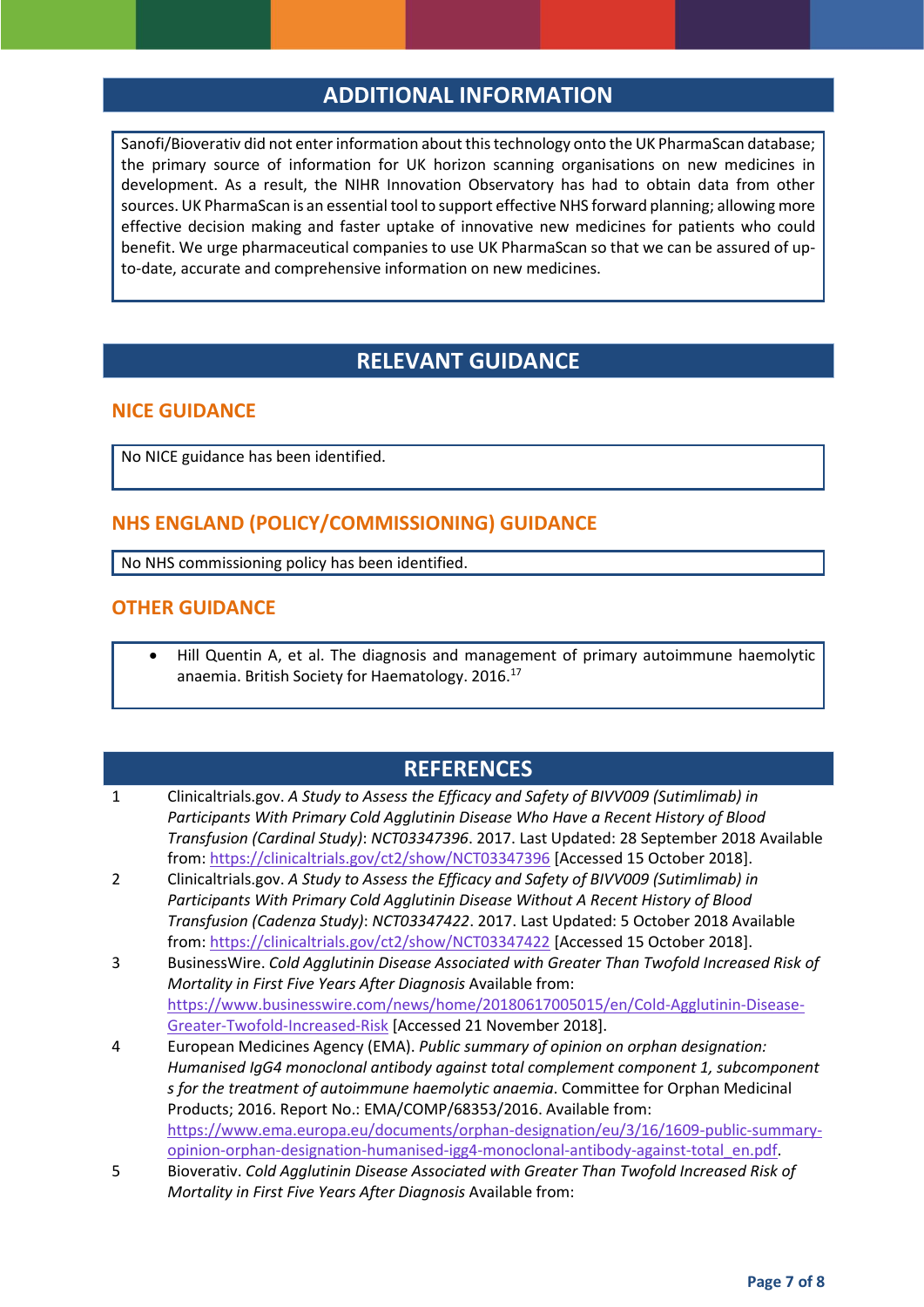## ADDITIONAL INFORMATION

Sanofi/Bioverativ did not enter information about this technology onto the UK PharmaScan database; the primary source of information for UK horizon scanning organisations on new medicines in development. As a result, the NIHR Innovation Observatory has had to obtain data from other sources. UK PharmaScan is an essential tool to support effective NHS forward planning; allowing more effective decision making and faster uptake of innovative new medicines for patients who could benefit. We urge pharmaceutical companies to use UK PharmaScan so that we can be assured of up-to-date, accurate and comprehensive information on new medicines.

## RELEVANT GUIDANCE

### NICE GUIDANCE

No NICE guidance has been identified.

### NHS ENGLAND (POLICY/COMMISSIONING) GUIDANCE

No NHS commissioning policy has been identified.

### OTHER GUIDANCE

- Hill Quentin A, et al. The diagnosis and management of primary autoimmune haemolytic anaemia. British Society for Haematology. 2016.[17]

## REFERENCES

1. Clinicaltrials.gov. *A Study to Assess the Efficacy and Safety of BIVV009 (Sutimlimab) in Participants With Primary Cold Agglutinin Disease Who Have a Recent History of Blood Transfusion (Cardinal Study)*: *NCT03347396*. 2017. Last Updated: 28 September 2018 Available from: https://clinicaltrials.gov/ct2/show/NCT03347396 [Accessed 15 October 2018].
2. Clinicaltrials.gov. *A Study to Assess the Efficacy and Safety of BIVV009 (Sutimlimab) in Participants With Primary Cold Agglutinin Disease Without A Recent History of Blood Transfusion (Cadenza Study)*: *NCT03347422*. 2017. Last Updated: 5 October 2018 Available from: https://clinicaltrials.gov/ct2/show/NCT03347422 [Accessed 15 October 2018].
3. BusinessWire. *Cold Agglutinin Disease Associated with Greater Than Twofold Increased Risk of Mortality in First Five Years After Diagnosis* Available from: https://www.businesswire.com/news/home/20180617005015/en/Cold-Agglutinin-Disease-Greater-Twofold-Increased-Risk [Accessed 21 November 2018].
4. European Medicines Agency (EMA). *Public summary of opinion on orphan designation: Humanised IgG4 monoclonal antibody against total complement component 1, subcomponent s for the treatment of autoimmune haemolytic anaemia*. Committee for Orphan Medicinal Products; 2016. Report No.: EMA/COMP/68353/2016. Available from: https://www.ema.europa.eu/documents/orphan-designation/eu/3/16/1609-public-summary-opinion-orphan-designation-humanised-igg4-monoclonal-antibody-against-total_en.pdf.
5. Bioverativ. *Cold Agglutinin Disease Associated with Greater Than Twofold Increased Risk of Mortality in First Five Years After Diagnosis* Available from: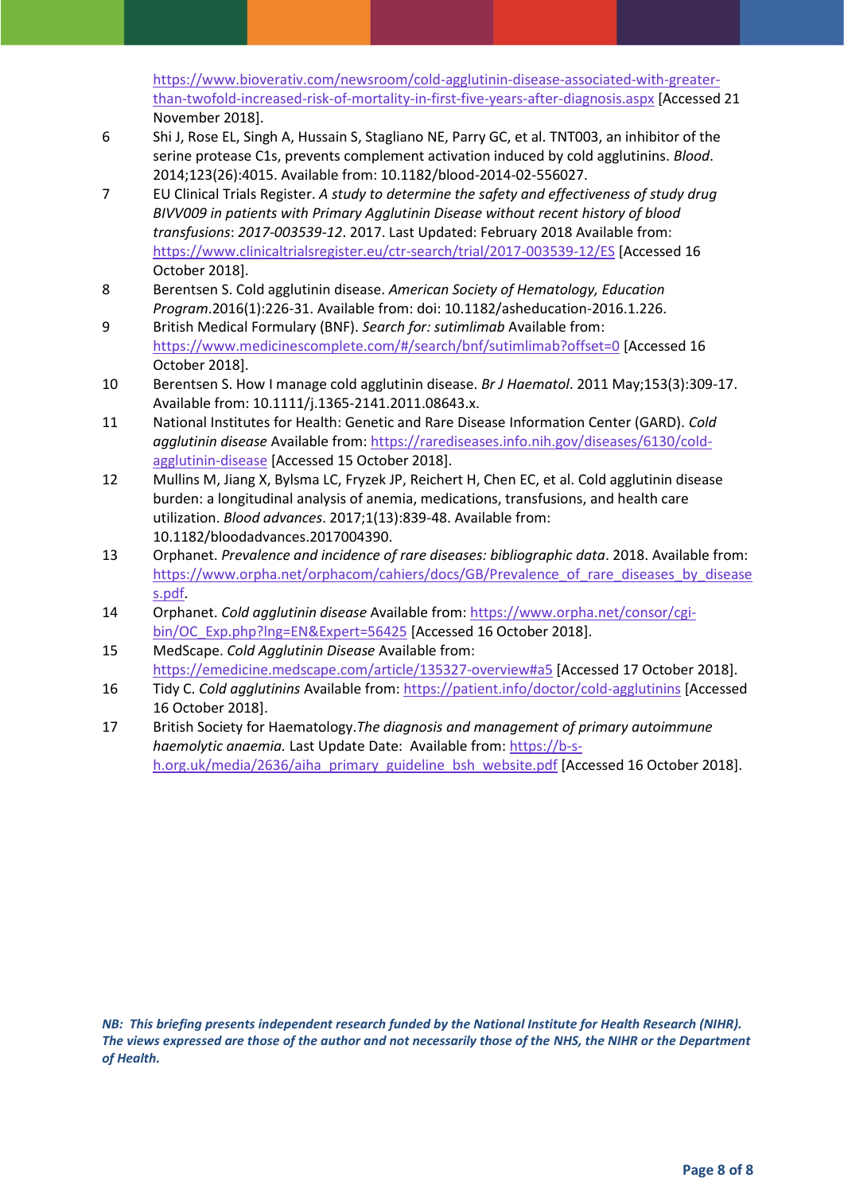https://www.bioverativ.com/newsroom/cold-agglutinin-disease-associated-with-greater-than-twofold-increased-risk-of-mortality-in-first-five-years-after-diagnosis.aspx [Accessed 21 November 2018].

6 Shi J, Rose EL, Singh A, Hussain S, Stagliano NE, Parry GC, et al. TNT003, an inhibitor of the serine protease C1s, prevents complement activation induced by cold agglutinins. *Blood*. 2014;123(26):4015. Available from: 10.1182/blood-2014-02-556027.

7 EU Clinical Trials Register. *A study to determine the safety and effectiveness of study drug BIVV009 in patients with Primary Agglutinin Disease without recent history of blood transfusions*: *2017-003539-12*. 2017. Last Updated: February 2018 Available from: https://www.clinicaltrialsregister.eu/ctr-search/trial/2017-003539-12/ES [Accessed 16 October 2018].

8 Berentsen S. Cold agglutinin disease. *American Society of Hematology, Education Program*.2016(1):226-31. Available from: doi: 10.1182/asheducation-2016.1.226.

9 British Medical Formulary (BNF). *Search for: sutimlimab* Available from: https://www.medicinescomplete.com/#/search/bnf/sutimlimab?offset=0 [Accessed 16 October 2018].

10 Berentsen S. How I manage cold agglutinin disease. *Br J Haematol*. 2011 May;153(3):309-17. Available from: 10.1111/j.1365-2141.2011.08643.x.

11 National Institutes for Health: Genetic and Rare Disease Information Center (GARD). *Cold agglutinin disease* Available from: https://rarediseases.info.nih.gov/diseases/6130/cold-agglutinin-disease [Accessed 15 October 2018].

12 Mullins M, Jiang X, Bylsma LC, Fryzek JP, Reichert H, Chen EC, et al. Cold agglutinin disease burden: a longitudinal analysis of anemia, medications, transfusions, and health care utilization. *Blood advances*. 2017;1(13):839-48. Available from: 10.1182/bloodadvances.2017004390.

13 Orphanet. *Prevalence and incidence of rare diseases: bibliographic data*. 2018. Available from: https://www.orpha.net/orphacom/cahiers/docs/GB/Prevalence_of_rare_diseases_by_diseases.pdf.

14 Orphanet. *Cold agglutinin disease* Available from: https://www.orpha.net/consor/cgi-bin/OC_Exp.php?lng=EN&Expert=56425 [Accessed 16 October 2018].

15 MedScape. *Cold Agglutinin Disease* Available from: https://emedicine.medscape.com/article/135327-overview#a5 [Accessed 17 October 2018].

16 Tidy C. *Cold agglutinins* Available from: https://patient.info/doctor/cold-agglutinins [Accessed 16 October 2018].

17 British Society for Haematology.*The diagnosis and management of primary autoimmune haemolytic anaemia.* Last Update Date: Available from: https://b-s-h.org.uk/media/2636/aiha_primary_guideline_bsh_website.pdf [Accessed 16 October 2018].

***NB: This briefing presents independent research funded by the National Institute for Health Research (NIHR). The views expressed are those of the author and not necessarily those of the NHS, the NIHR or the Department of Health.***